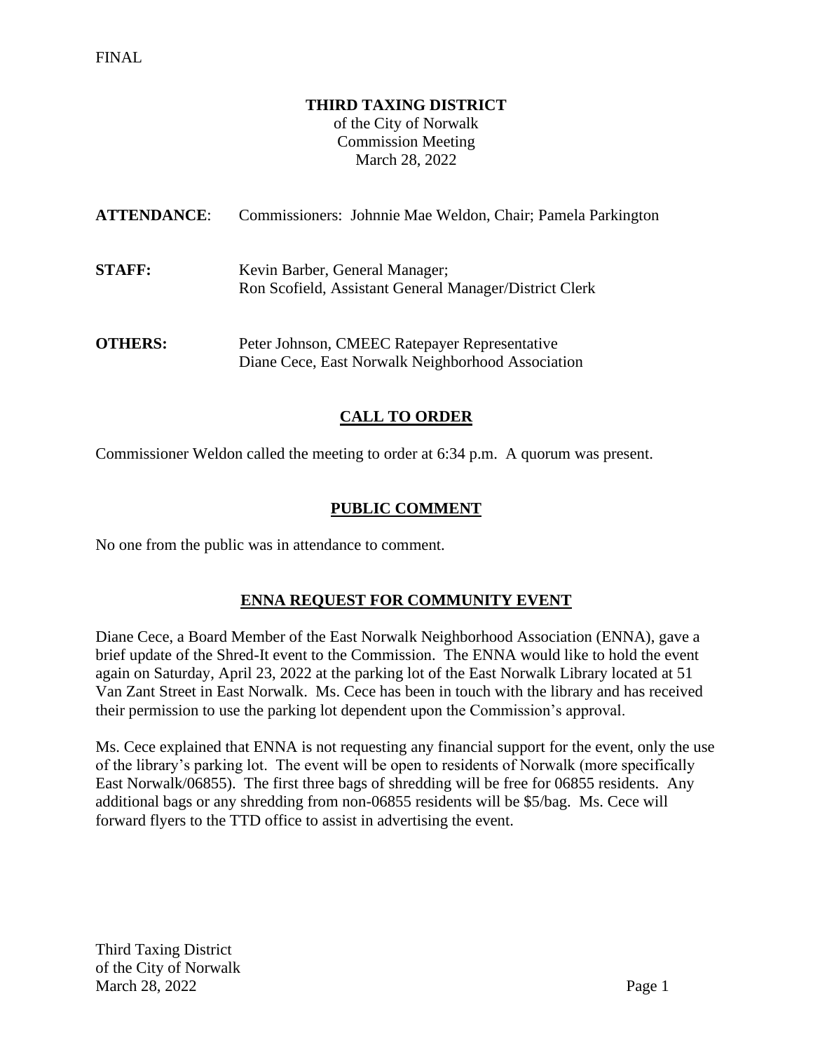FINAL

# THIRD TAXING DISTRICT

of the City of Norwalk
Commission Meeting
March 28, 2022

**ATTENDANCE**: Commissioners: Johnnie Mae Weldon, Chair; Pamela Parkington

**STAFF:** Kevin Barber, General Manager; Ron Scofield, Assistant General Manager/District Clerk

**OTHERS:** Peter Johnson, CMEEC Ratepayer Representative; Diane Cece, East Norwalk Neighborhood Association

## CALL TO ORDER

Commissioner Weldon called the meeting to order at 6:34 p.m. A quorum was present.

## PUBLIC COMMENT

No one from the public was in attendance to comment.

## ENNA REQUEST FOR COMMUNITY EVENT

Diane Cece, a Board Member of the East Norwalk Neighborhood Association (ENNA), gave a brief update of the Shred-It event to the Commission. The ENNA would like to hold the event again on Saturday, April 23, 2022 at the parking lot of the East Norwalk Library located at 51 Van Zant Street in East Norwalk. Ms. Cece has been in touch with the library and has received their permission to use the parking lot dependent upon the Commission's approval.

Ms. Cece explained that ENNA is not requesting any financial support for the event, only the use of the library's parking lot. The event will be open to residents of Norwalk (more specifically East Norwalk/06855). The first three bags of shredding will be free for 06855 residents. Any additional bags or any shredding from non-06855 residents will be $5/bag. Ms. Cece will forward flyers to the TTD office to assist in advertising the event.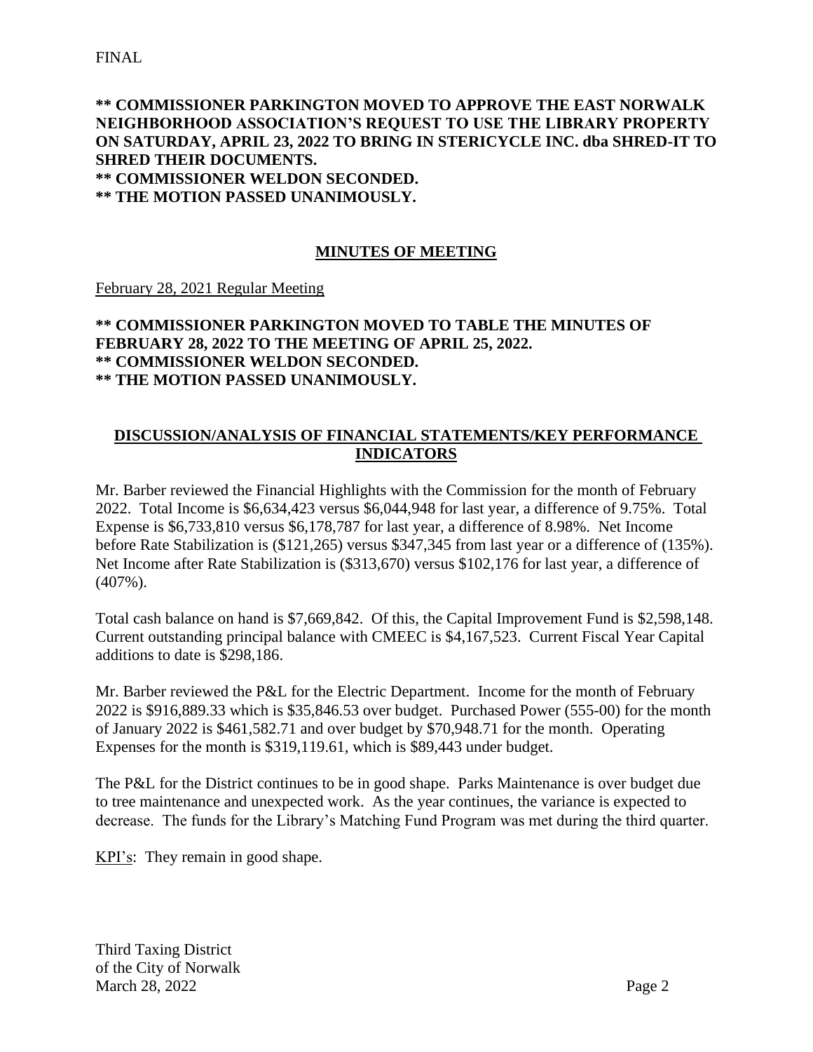FINAL

**\*\* COMMISSIONER PARKINGTON MOVED TO APPROVE THE EAST NORWALK NEIGHBORHOOD ASSOCIATION'S REQUEST TO USE THE LIBRARY PROPERTY ON SATURDAY, APRIL 23, 2022 TO BRING IN STERICYCLE INC. dba SHRED-IT TO SHRED THEIR DOCUMENTS.**
**\*\* COMMISSIONER WELDON SECONDED.**
**\*\* THE MOTION PASSED UNANIMOUSLY.**

## MINUTES OF MEETING

February 28, 2021 Regular Meeting

**\*\* COMMISSIONER PARKINGTON MOVED TO TABLE THE MINUTES OF FEBRUARY 28, 2022 TO THE MEETING OF APRIL 25, 2022.**
**\*\* COMMISSIONER WELDON SECONDED.**
**\*\* THE MOTION PASSED UNANIMOUSLY.**

## DISCUSSION/ANALYSIS OF FINANCIAL STATEMENTS/KEY PERFORMANCE INDICATORS

Mr. Barber reviewed the Financial Highlights with the Commission for the month of February 2022. Total Income is $6,634,423 versus $6,044,948 for last year, a difference of 9.75%. Total Expense is $6,733,810 versus $6,178,787 for last year, a difference of 8.98%. Net Income before Rate Stabilization is ($121,265) versus $347,345 from last year or a difference of (135%). Net Income after Rate Stabilization is ($313,670) versus $102,176 for last year, a difference of (407%).

Total cash balance on hand is $7,669,842. Of this, the Capital Improvement Fund is $2,598,148. Current outstanding principal balance with CMEEC is $4,167,523. Current Fiscal Year Capital additions to date is $298,186.

Mr. Barber reviewed the P&L for the Electric Department. Income for the month of February 2022 is $916,889.33 which is $35,846.53 over budget. Purchased Power (555-00) for the month of January 2022 is $461,582.71 and over budget by $70,948.71 for the month. Operating Expenses for the month is $319,119.61, which is $89,443 under budget.

The P&L for the District continues to be in good shape. Parks Maintenance is over budget due to tree maintenance and unexpected work. As the year continues, the variance is expected to decrease. The funds for the Library's Matching Fund Program was met during the third quarter.

KPI's: They remain in good shape.

Third Taxing District
of the City of Norwalk
March 28, 2022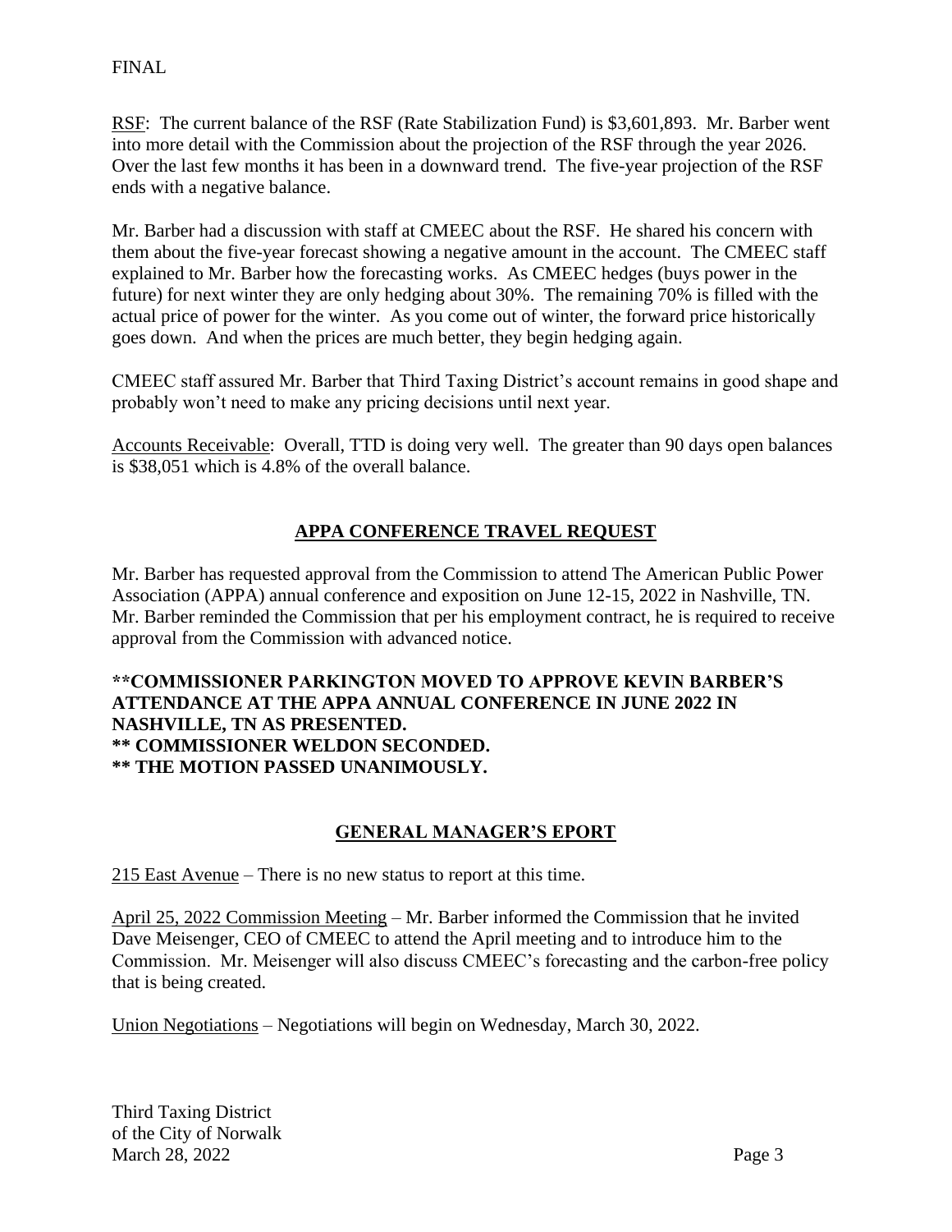FINAL

RSF: The current balance of the RSF (Rate Stabilization Fund) is $3,601,893. Mr. Barber went into more detail with the Commission about the projection of the RSF through the year 2026. Over the last few months it has been in a downward trend. The five-year projection of the RSF ends with a negative balance.

Mr. Barber had a discussion with staff at CMEEC about the RSF. He shared his concern with them about the five-year forecast showing a negative amount in the account. The CMEEC staff explained to Mr. Barber how the forecasting works. As CMEEC hedges (buys power in the future) for next winter they are only hedging about 30%. The remaining 70% is filled with the actual price of power for the winter. As you come out of winter, the forward price historically goes down. And when the prices are much better, they begin hedging again.

CMEEC staff assured Mr. Barber that Third Taxing District's account remains in good shape and probably won't need to make any pricing decisions until next year.

Accounts Receivable: Overall, TTD is doing very well. The greater than 90 days open balances is $38,051 which is 4.8% of the overall balance.

## APPA CONFERENCE TRAVEL REQUEST

Mr. Barber has requested approval from the Commission to attend The American Public Power Association (APPA) annual conference and exposition on June 12-15, 2022 in Nashville, TN. Mr. Barber reminded the Commission that per his employment contract, he is required to receive approval from the Commission with advanced notice.

**\*\*COMMISSIONER PARKINGTON MOVED TO APPROVE KEVIN BARBER'S ATTENDANCE AT THE APPA ANNUAL CONFERENCE IN JUNE 2022 IN NASHVILLE, TN AS PRESENTED.**
**\*\* COMMISSIONER WELDON SECONDED.**
**\*\* THE MOTION PASSED UNANIMOUSLY.**

## GENERAL MANAGER'S EPORT

215 East Avenue – There is no new status to report at this time.

April 25, 2022 Commission Meeting – Mr. Barber informed the Commission that he invited Dave Meisenger, CEO of CMEEC to attend the April meeting and to introduce him to the Commission. Mr. Meisenger will also discuss CMEEC's forecasting and the carbon-free policy that is being created.

Union Negotiations – Negotiations will begin on Wednesday, March 30, 2022.

Third Taxing District
of the City of Norwalk
March 28, 2022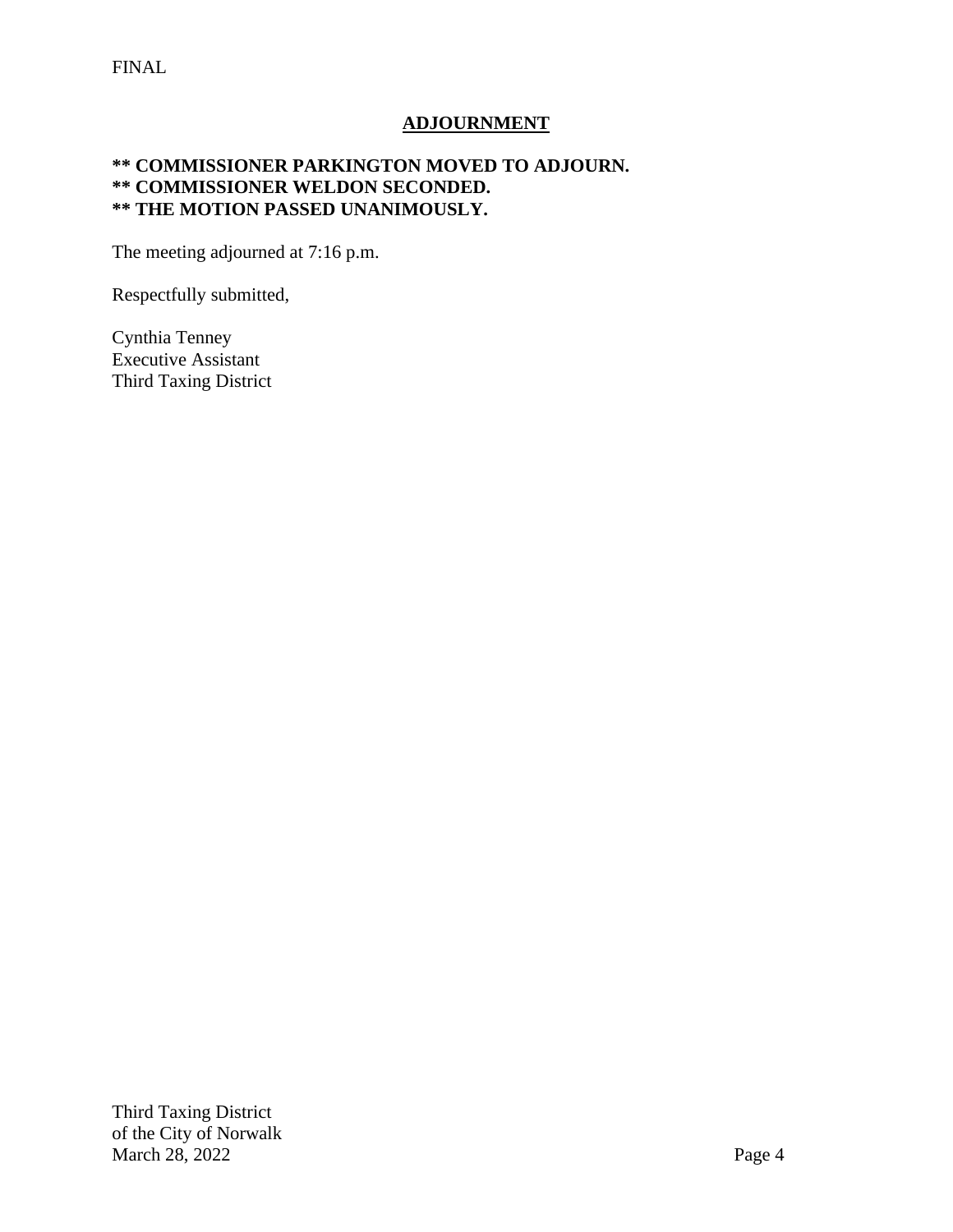FINAL

## ADJOURNMENT

**\*\* COMMISSIONER PARKINGTON MOVED TO ADJOURN.**
**\*\* COMMISSIONER WELDON SECONDED.**
**\*\* THE MOTION PASSED UNANIMOUSLY.**

The meeting adjourned at 7:16 p.m.

Respectfully submitted,

Cynthia Tenney
Executive Assistant
Third Taxing District